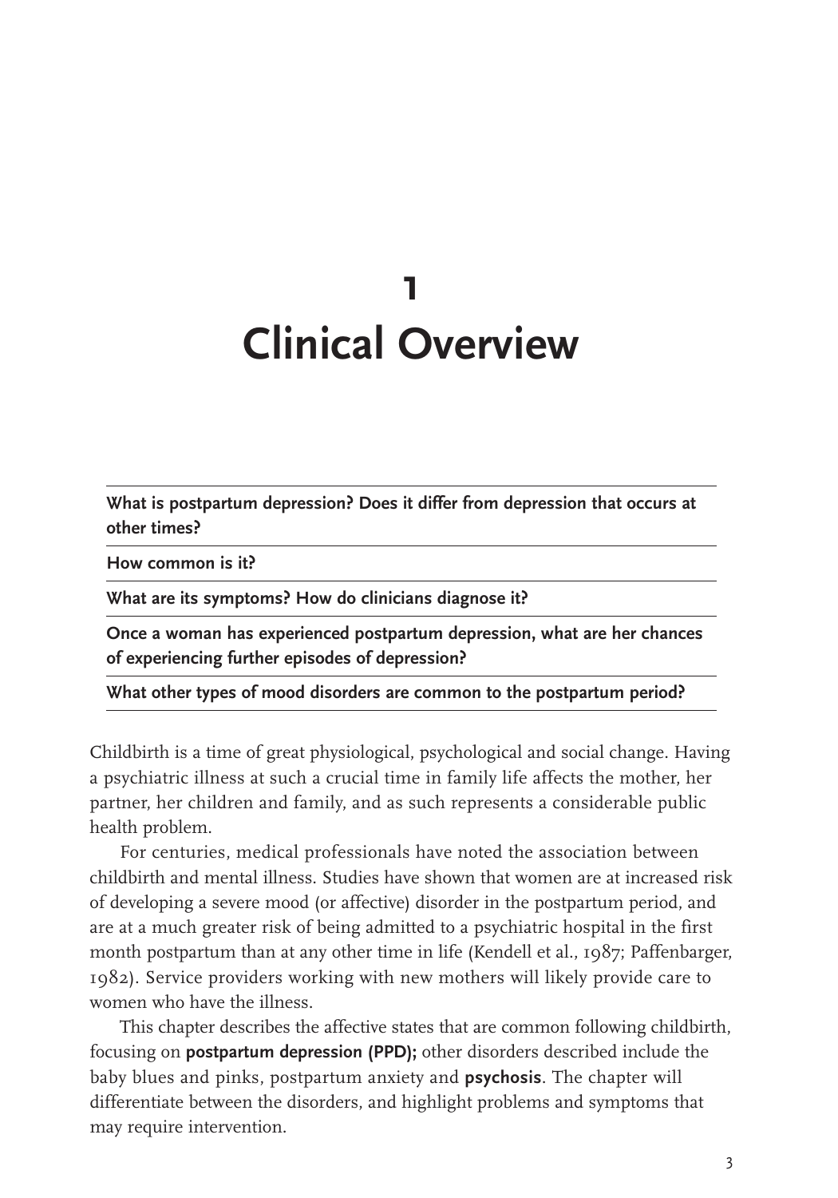# 1
# Clinical Overview

---

**What is postpartum depression? Does it differ from depression that occurs at other times?**

---

**How common is it?**

---

**What are its symptoms? How do clinicians diagnose it?**

---

**Once a woman has experienced postpartum depression, what are her chances of experiencing further episodes of depression?**

---

**What other types of mood disorders are common to the postpartum period?**

---

Childbirth is a time of great physiological, psychological and social change. Having a psychiatric illness at such a crucial time in family life affects the mother, her partner, her children and family, and as such represents a considerable public health problem.

For centuries, medical professionals have noted the association between childbirth and mental illness. Studies have shown that women are at increased risk of developing a severe mood (or affective) disorder in the postpartum period, and are at a much greater risk of being admitted to a psychiatric hospital in the first month postpartum than at any other time in life (Kendell et al., 1987; Paffenbarger, 1982). Service providers working with new mothers will likely provide care to women who have the illness.

This chapter describes the affective states that are common following childbirth, focusing on **postpartum depression (PPD);** other disorders described include the baby blues and pinks, postpartum anxiety and **psychosis**. The chapter will differentiate between the disorders, and highlight problems and symptoms that may require intervention.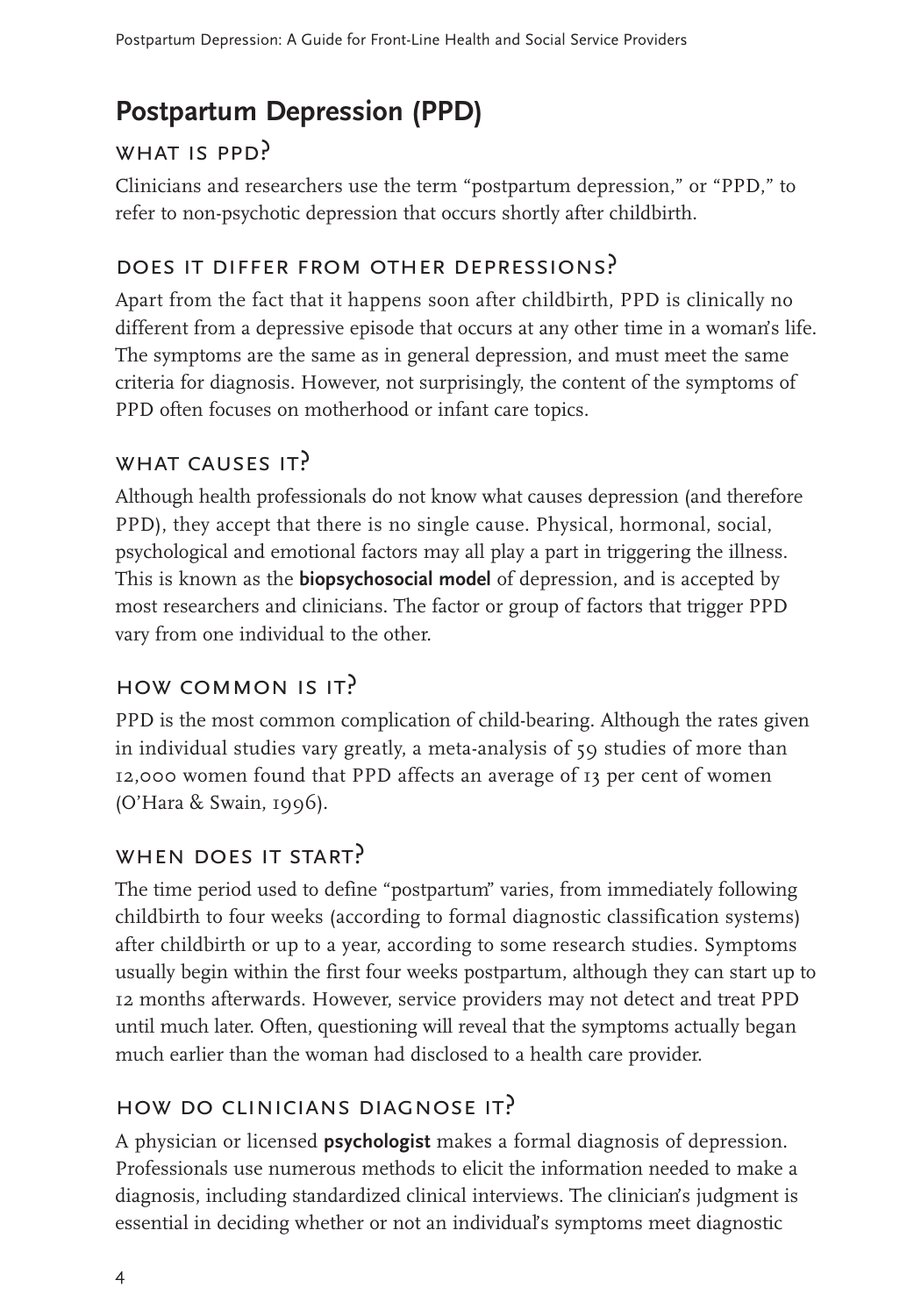# Postpartum Depression (PPD)

## What is PPD?

Clinicians and researchers use the term "postpartum depression," or "PPD," to refer to non-psychotic depression that occurs shortly after childbirth.

## Does it differ from other depressions?

Apart from the fact that it happens soon after childbirth, PPD is clinically no different from a depressive episode that occurs at any other time in a woman's life. The symptoms are the same as in general depression, and must meet the same criteria for diagnosis. However, not surprisingly, the content of the symptoms of PPD often focuses on motherhood or infant care topics.

## What causes it?

Although health professionals do not know what causes depression (and therefore PPD), they accept that there is no single cause. Physical, hormonal, social, psychological and emotional factors may all play a part in triggering the illness. This is known as the **biopsychosocial model** of depression, and is accepted by most researchers and clinicians. The factor or group of factors that trigger PPD vary from one individual to the other.

## How common is it?

PPD is the most common complication of child-bearing. Although the rates given in individual studies vary greatly, a meta-analysis of 59 studies of more than 12,000 women found that PPD affects an average of 13 per cent of women (O'Hara & Swain, 1996).

## When does it start?

The time period used to define "postpartum" varies, from immediately following childbirth to four weeks (according to formal diagnostic classification systems) after childbirth or up to a year, according to some research studies. Symptoms usually begin within the first four weeks postpartum, although they can start up to 12 months afterwards. However, service providers may not detect and treat PPD until much later. Often, questioning will reveal that the symptoms actually began much earlier than the woman had disclosed to a health care provider.

## How do clinicians diagnose it?

A physician or licensed **psychologist** makes a formal diagnosis of depression. Professionals use numerous methods to elicit the information needed to make a diagnosis, including standardized clinical interviews. The clinician's judgment is essential in deciding whether or not an individual's symptoms meet diagnostic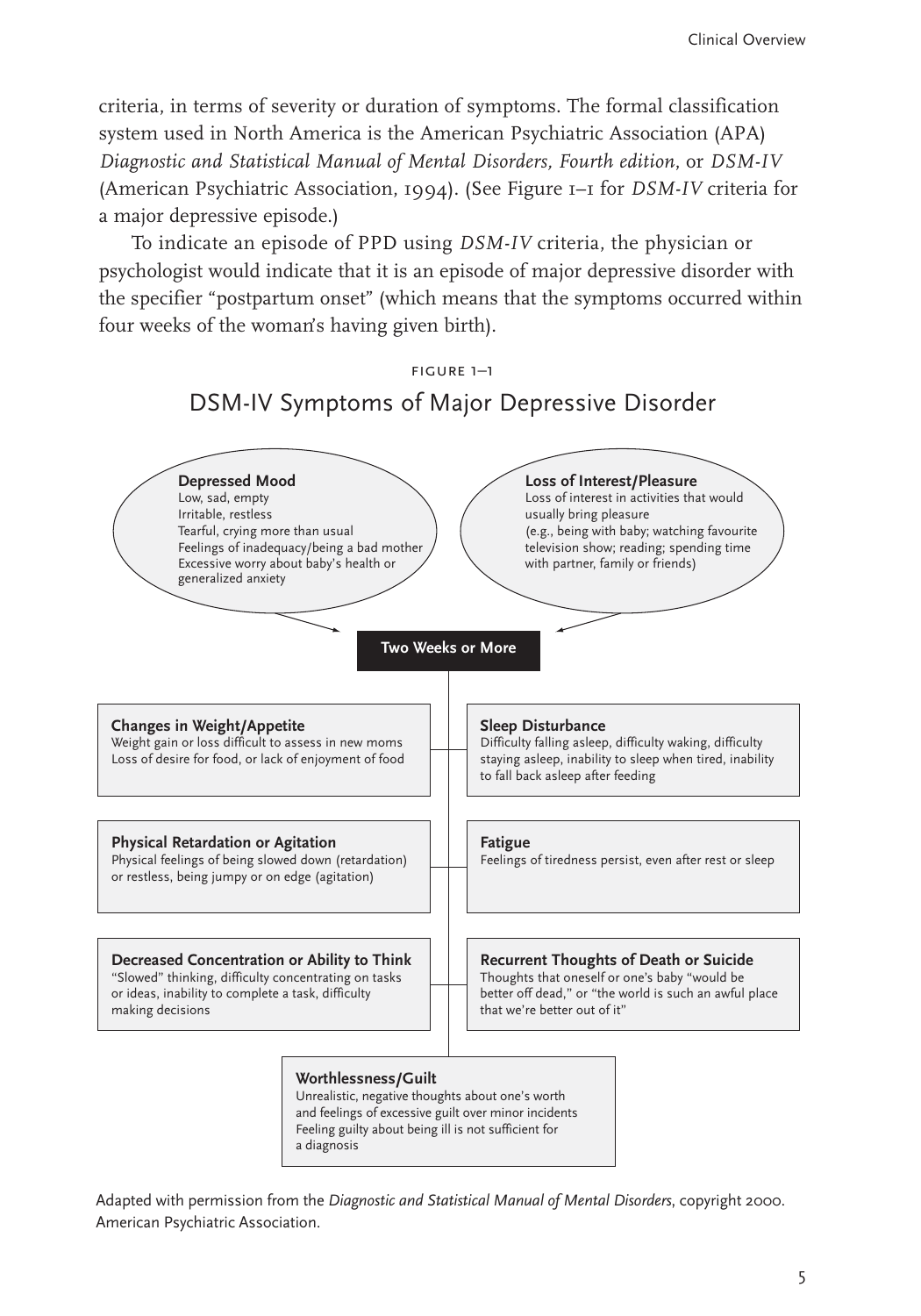criteria, in terms of severity or duration of symptoms. The formal classification system used in North America is the American Psychiatric Association (APA) *Diagnostic and Statistical Manual of Mental Disorders, Fourth edition*, or *DSM-IV* (American Psychiatric Association, 1994). (See Figure 1–1 for *DSM-IV* criteria for a major depressive episode.)

To indicate an episode of PPD using *DSM-IV* criteria, the physician or psychologist would indicate that it is an episode of major depressive disorder with the specifier "postpartum onset" (which means that the symptoms occurred within four weeks of the woman's having given birth).

FIGURE 1–1

## DSM-IV Symptoms of Major Depressive Disorder

**Depressed Mood**
Low, sad, empty
Irritable, restless
Tearful, crying more than usual
Feelings of inadequacy/being a bad mother
Excessive worry about baby's health or generalized anxiety

**Loss of Interest/Pleasure**
Loss of interest in activities that would usually bring pleasure (e.g., being with baby; watching favourite television show; reading; spending time with partner, family or friends)

**Two Weeks or More**

**Changes in Weight/Appetite**
Weight gain or loss difficult to assess in new moms
Loss of desire for food, or lack of enjoyment of food

**Sleep Disturbance**
Difficulty falling asleep, difficulty waking, difficulty staying asleep, inability to sleep when tired, inability to fall back asleep after feeding

**Physical Retardation or Agitation**
Physical feelings of being slowed down (retardation) or restless, being jumpy or on edge (agitation)

**Fatigue**
Feelings of tiredness persist, even after rest or sleep

**Decreased Concentration or Ability to Think**
"Slowed" thinking, difficulty concentrating on tasks or ideas, inability to complete a task, difficulty making decisions

**Recurrent Thoughts of Death or Suicide**
Thoughts that oneself or one's baby "would be better off dead," or "the world is such an awful place that we're better out of it"

**Worthlessness/Guilt**
Unrealistic, negative thoughts about one's worth and feelings of excessive guilt over minor incidents
Feeling guilty about being ill is not sufficient for a diagnosis

Adapted with permission from the *Diagnostic and Statistical Manual of Mental Disorders*, copyright 2000. American Psychiatric Association.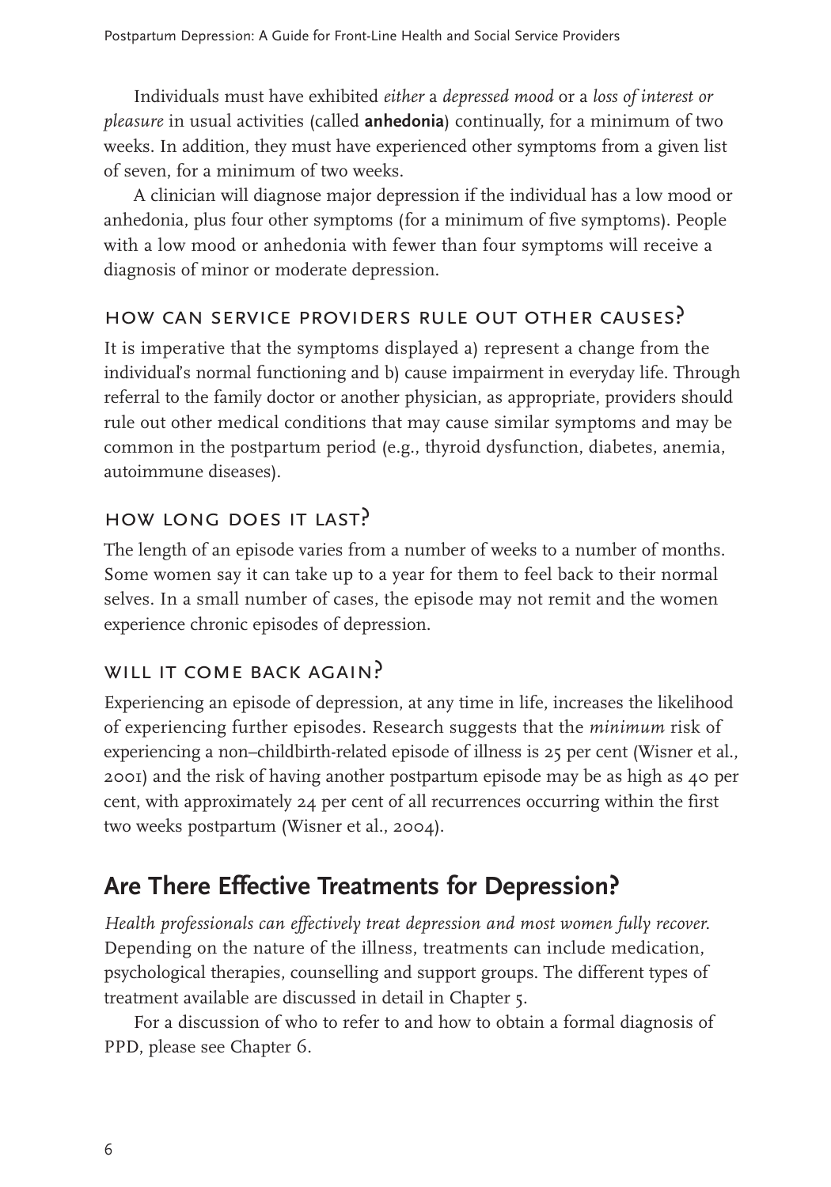Individuals must have exhibited *either* a *depressed mood* or a *loss of interest or pleasure* in usual activities (called **anhedonia**) continually, for a minimum of two weeks. In addition, they must have experienced other symptoms from a given list of seven, for a minimum of two weeks.

A clinician will diagnose major depression if the individual has a low mood or anhedonia, plus four other symptoms (for a minimum of five symptoms). People with a low mood or anhedonia with fewer than four symptoms will receive a diagnosis of minor or moderate depression.

### How can service providers rule out other causes?

It is imperative that the symptoms displayed a) represent a change from the individual's normal functioning and b) cause impairment in everyday life. Through referral to the family doctor or another physician, as appropriate, providers should rule out other medical conditions that may cause similar symptoms and may be common in the postpartum period (e.g., thyroid dysfunction, diabetes, anemia, autoimmune diseases).

### How long does it last?

The length of an episode varies from a number of weeks to a number of months. Some women say it can take up to a year for them to feel back to their normal selves. In a small number of cases, the episode may not remit and the women experience chronic episodes of depression.

### Will it come back again?

Experiencing an episode of depression, at any time in life, increases the likelihood of experiencing further episodes. Research suggests that the *minimum* risk of experiencing a non–childbirth-related episode of illness is 25 per cent (Wisner et al., 2001) and the risk of having another postpartum episode may be as high as 40 per cent, with approximately 24 per cent of all recurrences occurring within the first two weeks postpartum (Wisner et al., 2004).

## Are There Effective Treatments for Depression?

*Health professionals can effectively treat depression and most women fully recover.* Depending on the nature of the illness, treatments can include medication, psychological therapies, counselling and support groups. The different types of treatment available are discussed in detail in Chapter 5.

For a discussion of who to refer to and how to obtain a formal diagnosis of PPD, please see Chapter 6.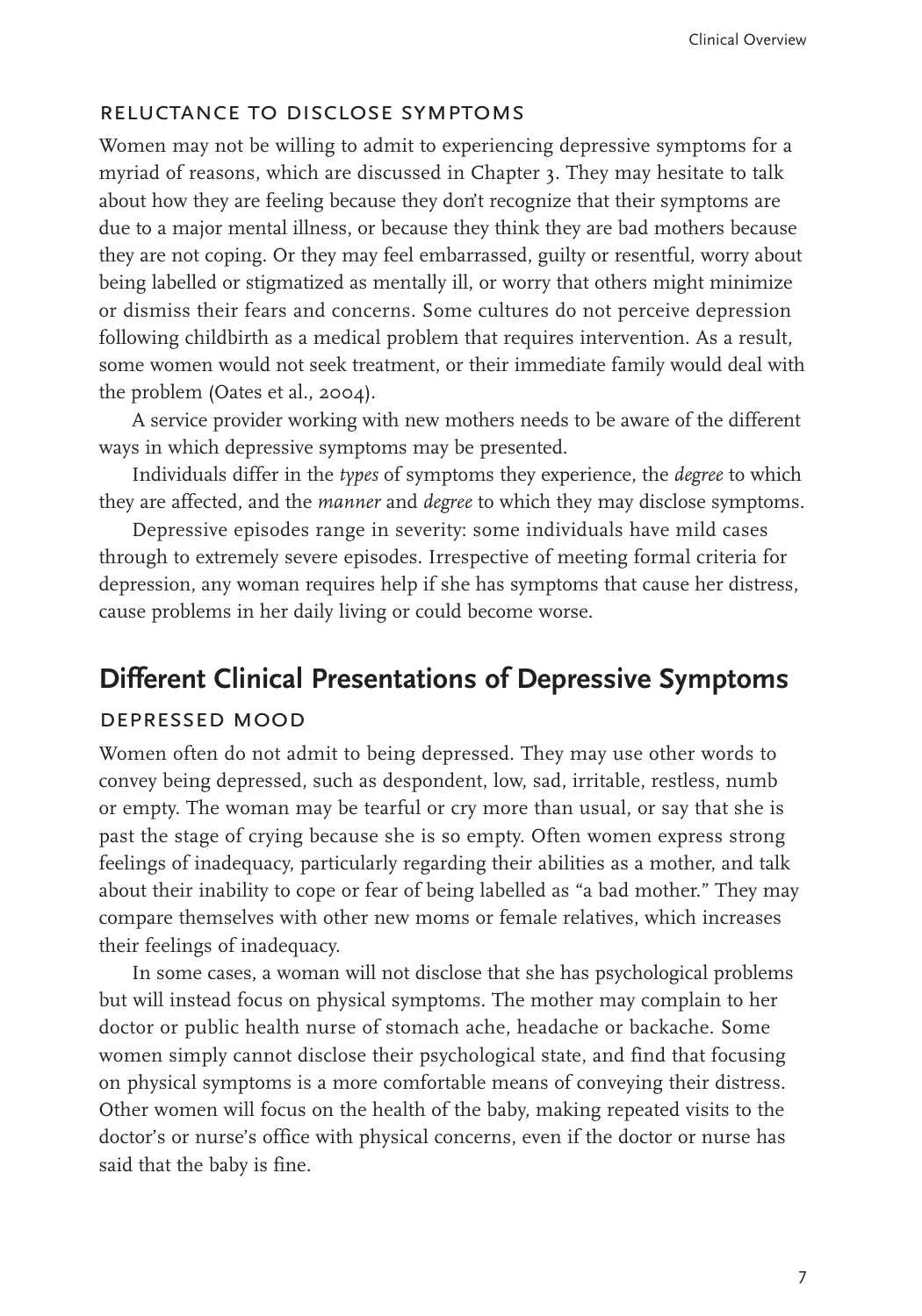### RELUCTANCE TO DISCLOSE SYMPTOMS

Women may not be willing to admit to experiencing depressive symptoms for a myriad of reasons, which are discussed in Chapter 3. They may hesitate to talk about how they are feeling because they don't recognize that their symptoms are due to a major mental illness, or because they think they are bad mothers because they are not coping. Or they may feel embarrassed, guilty or resentful, worry about being labelled or stigmatized as mentally ill, or worry that others might minimize or dismiss their fears and concerns. Some cultures do not perceive depression following childbirth as a medical problem that requires intervention. As a result, some women would not seek treatment, or their immediate family would deal with the problem (Oates et al., 2004).

A service provider working with new mothers needs to be aware of the different ways in which depressive symptoms may be presented.

Individuals differ in the *types* of symptoms they experience, the *degree* to which they are affected, and the *manner* and *degree* to which they may disclose symptoms.

Depressive episodes range in severity: some individuals have mild cases through to extremely severe episodes. Irrespective of meeting formal criteria for depression, any woman requires help if she has symptoms that cause her distress, cause problems in her daily living or could become worse.

## Different Clinical Presentations of Depressive Symptoms

### DEPRESSED MOOD

Women often do not admit to being depressed. They may use other words to convey being depressed, such as despondent, low, sad, irritable, restless, numb or empty. The woman may be tearful or cry more than usual, or say that she is past the stage of crying because she is so empty. Often women express strong feelings of inadequacy, particularly regarding their abilities as a mother, and talk about their inability to cope or fear of being labelled as "a bad mother." They may compare themselves with other new moms or female relatives, which increases their feelings of inadequacy.

In some cases, a woman will not disclose that she has psychological problems but will instead focus on physical symptoms. The mother may complain to her doctor or public health nurse of stomach ache, headache or backache. Some women simply cannot disclose their psychological state, and find that focusing on physical symptoms is a more comfortable means of conveying their distress. Other women will focus on the health of the baby, making repeated visits to the doctor's or nurse's office with physical concerns, even if the doctor or nurse has said that the baby is fine.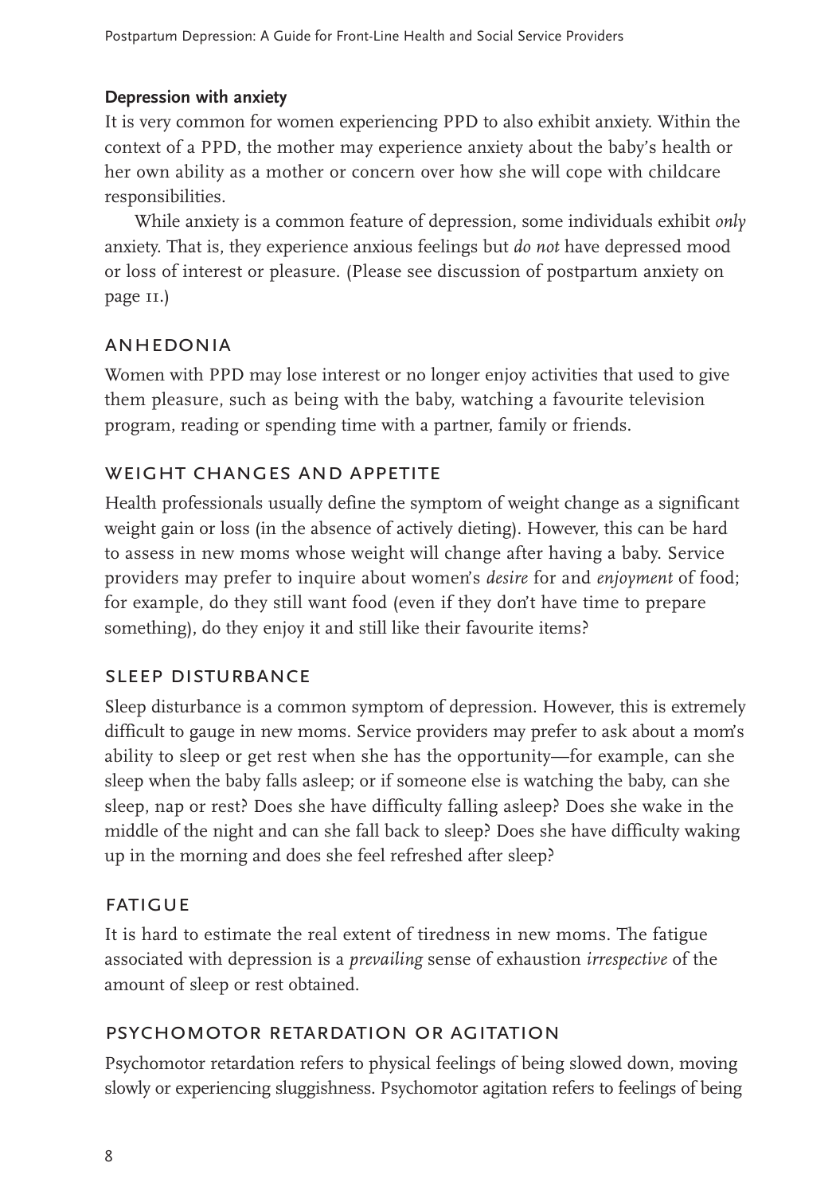**Depression with anxiety**

It is very common for women experiencing PPD to also exhibit anxiety. Within the context of a PPD, the mother may experience anxiety about the baby's health or her own ability as a mother or concern over how she will cope with childcare responsibilities.

While anxiety is a common feature of depression, some individuals exhibit *only* anxiety. That is, they experience anxious feelings but *do not* have depressed mood or loss of interest or pleasure. (Please see discussion of postpartum anxiety on page 11.)

### ANHEDONIA

Women with PPD may lose interest or no longer enjoy activities that used to give them pleasure, such as being with the baby, watching a favourite television program, reading or spending time with a partner, family or friends.

### WEIGHT CHANGES AND APPETITE

Health professionals usually define the symptom of weight change as a significant weight gain or loss (in the absence of actively dieting). However, this can be hard to assess in new moms whose weight will change after having a baby. Service providers may prefer to inquire about women's *desire* for and *enjoyment* of food; for example, do they still want food (even if they don't have time to prepare something), do they enjoy it and still like their favourite items?

### SLEEP DISTURBANCE

Sleep disturbance is a common symptom of depression. However, this is extremely difficult to gauge in new moms. Service providers may prefer to ask about a mom's ability to sleep or get rest when she has the opportunity—for example, can she sleep when the baby falls asleep; or if someone else is watching the baby, can she sleep, nap or rest? Does she have difficulty falling asleep? Does she wake in the middle of the night and can she fall back to sleep? Does she have difficulty waking up in the morning and does she feel refreshed after sleep?

### FATIGUE

It is hard to estimate the real extent of tiredness in new moms. The fatigue associated with depression is a *prevailing* sense of exhaustion *irrespective* of the amount of sleep or rest obtained.

### PSYCHOMOTOR RETARDATION OR AGITATION

Psychomotor retardation refers to physical feelings of being slowed down, moving slowly or experiencing sluggishness. Psychomotor agitation refers to feelings of being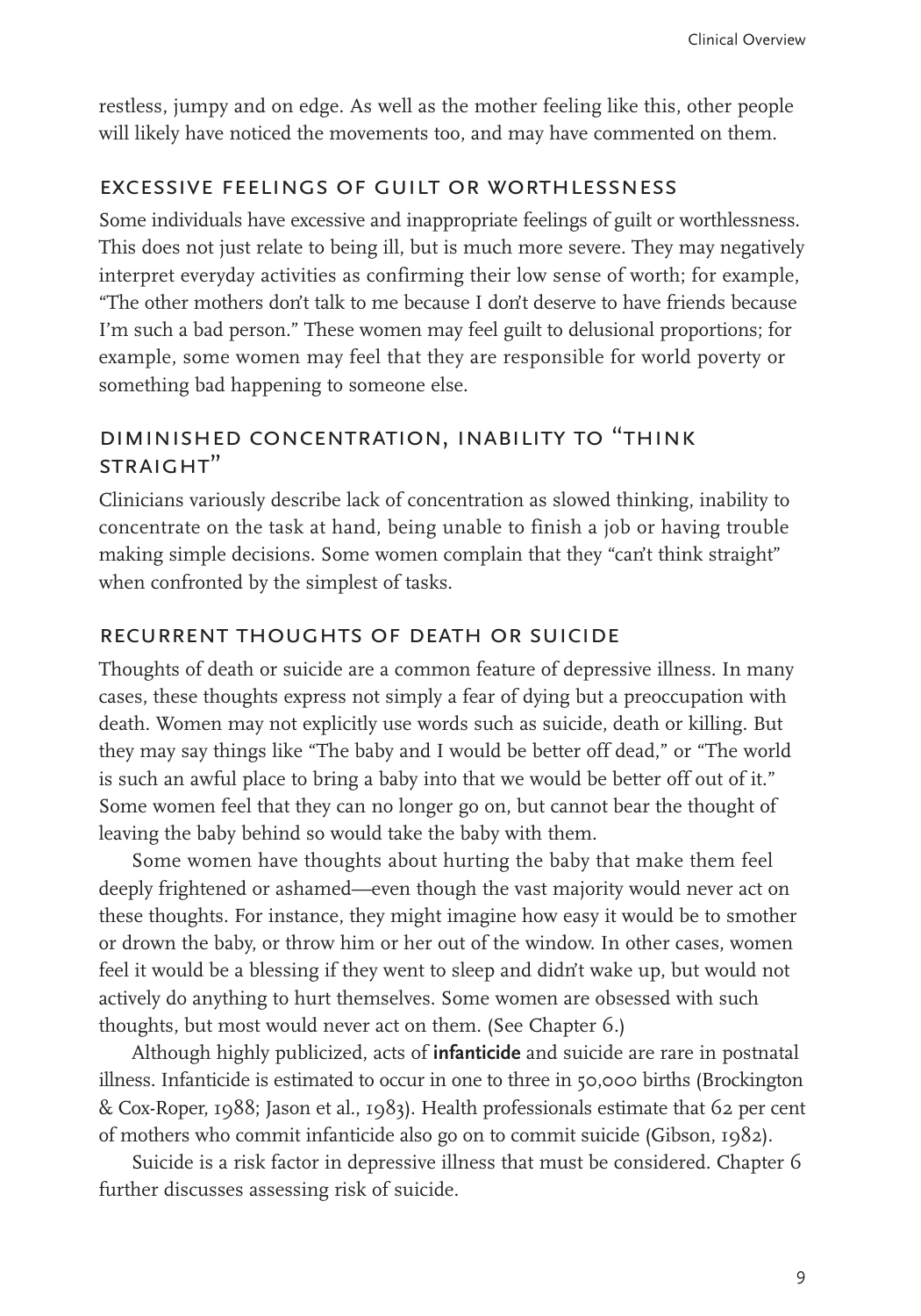restless, jumpy and on edge. As well as the mother feeling like this, other people will likely have noticed the movements too, and may have commented on them.

### Excessive feelings of guilt or worthlessness

Some individuals have excessive and inappropriate feelings of guilt or worthlessness. This does not just relate to being ill, but is much more severe. They may negatively interpret everyday activities as confirming their low sense of worth; for example, "The other mothers don't talk to me because I don't deserve to have friends because I'm such a bad person." These women may feel guilt to delusional proportions; for example, some women may feel that they are responsible for world poverty or something bad happening to someone else.

### Diminished concentration, inability to "think straight"

Clinicians variously describe lack of concentration as slowed thinking, inability to concentrate on the task at hand, being unable to finish a job or having trouble making simple decisions. Some women complain that they "can't think straight" when confronted by the simplest of tasks.

### Recurrent thoughts of death or suicide

Thoughts of death or suicide are a common feature of depressive illness. In many cases, these thoughts express not simply a fear of dying but a preoccupation with death. Women may not explicitly use words such as suicide, death or killing. But they may say things like "The baby and I would be better off dead," or "The world is such an awful place to bring a baby into that we would be better off out of it." Some women feel that they can no longer go on, but cannot bear the thought of leaving the baby behind so would take the baby with them.

Some women have thoughts about hurting the baby that make them feel deeply frightened or ashamed—even though the vast majority would never act on these thoughts. For instance, they might imagine how easy it would be to smother or drown the baby, or throw him or her out of the window. In other cases, women feel it would be a blessing if they went to sleep and didn't wake up, but would not actively do anything to hurt themselves. Some women are obsessed with such thoughts, but most would never act on them. (See Chapter 6.)

Although highly publicized, acts of **infanticide** and suicide are rare in postnatal illness. Infanticide is estimated to occur in one to three in 50,000 births (Brockington & Cox-Roper, 1988; Jason et al., 1983). Health professionals estimate that 62 per cent of mothers who commit infanticide also go on to commit suicide (Gibson, 1982).

Suicide is a risk factor in depressive illness that must be considered. Chapter 6 further discusses assessing risk of suicide.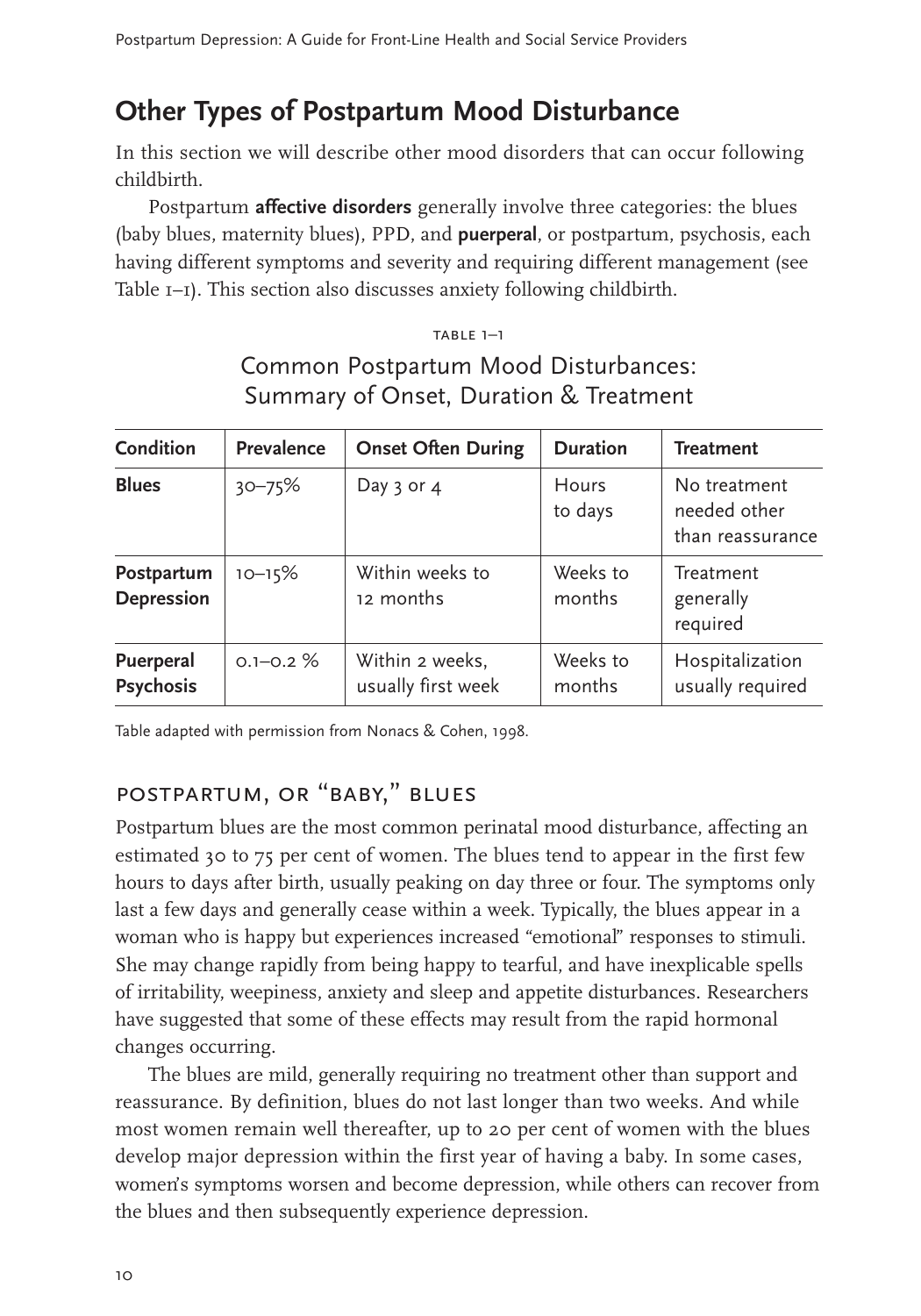## Other Types of Postpartum Mood Disturbance

In this section we will describe other mood disorders that can occur following childbirth.

Postpartum **affective disorders** generally involve three categories: the blues (baby blues, maternity blues), PPD, and **puerperal**, or postpartum, psychosis, each having different symptoms and severity and requiring different management (see Table 1–1). This section also discusses anxiety following childbirth.

TABLE 1–1

Common Postpartum Mood Disturbances: Summary of Onset, Duration & Treatment

| Condition | Prevalence | Onset Often During | Duration | Treatment |
|---|---|---|---|---|
| **Blues** | 30–75% | Day 3 or 4 | Hours to days | No treatment needed other than reassurance |
| **Postpartum Depression** | 10–15% | Within weeks to 12 months | Weeks to months | Treatment generally required |
| **Puerperal Psychosis** | 0.1–0.2 % | Within 2 weeks, usually first week | Weeks to months | Hospitalization usually required |

Table adapted with permission from Nonacs & Cohen, 1998.

### Postpartum, or "Baby," Blues

Postpartum blues are the most common perinatal mood disturbance, affecting an estimated 30 to 75 per cent of women. The blues tend to appear in the first few hours to days after birth, usually peaking on day three or four. The symptoms only last a few days and generally cease within a week. Typically, the blues appear in a woman who is happy but experiences increased "emotional" responses to stimuli. She may change rapidly from being happy to tearful, and have inexplicable spells of irritability, weepiness, anxiety and sleep and appetite disturbances. Researchers have suggested that some of these effects may result from the rapid hormonal changes occurring.

The blues are mild, generally requiring no treatment other than support and reassurance. By definition, blues do not last longer than two weeks. And while most women remain well thereafter, up to 20 per cent of women with the blues develop major depression within the first year of having a baby. In some cases, women's symptoms worsen and become depression, while others can recover from the blues and then subsequently experience depression.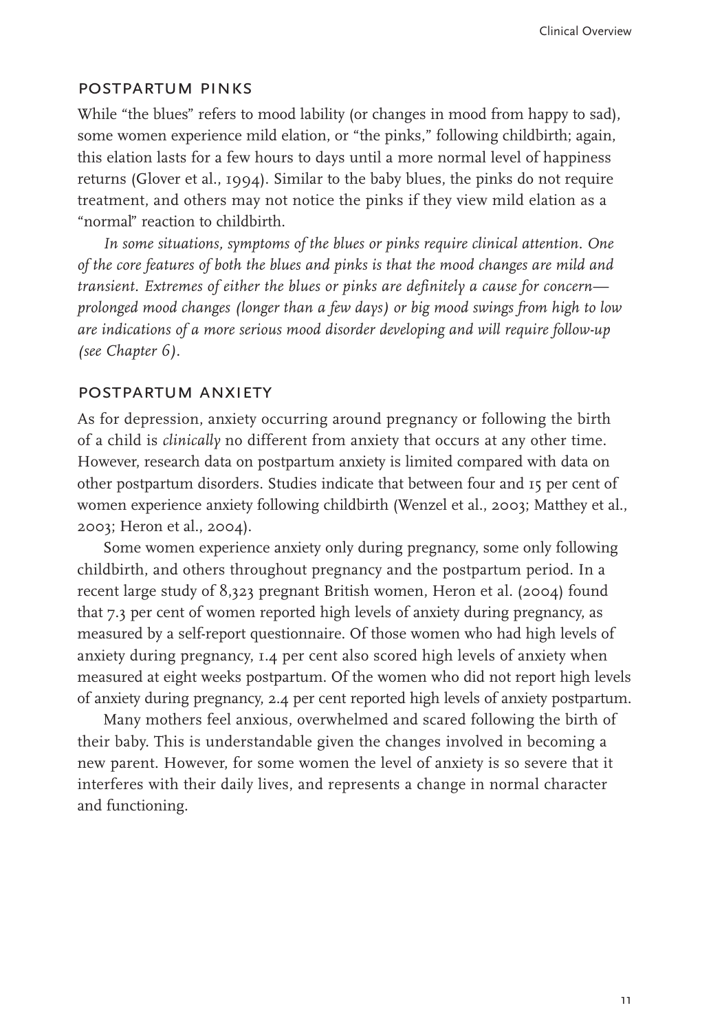## POSTPARTUM PINKS

While "the blues" refers to mood lability (or changes in mood from happy to sad), some women experience mild elation, or "the pinks," following childbirth; again, this elation lasts for a few hours to days until a more normal level of happiness returns (Glover et al., 1994). Similar to the baby blues, the pinks do not require treatment, and others may not notice the pinks if they view mild elation as a "normal" reaction to childbirth.

*In some situations, symptoms of the blues or pinks require clinical attention. One of the core features of both the blues and pinks is that the mood changes are mild and transient. Extremes of either the blues or pinks are definitely a cause for concern—prolonged mood changes (longer than a few days) or big mood swings from high to low are indications of a more serious mood disorder developing and will require follow-up (see Chapter 6).*

## POSTPARTUM ANXIETY

As for depression, anxiety occurring around pregnancy or following the birth of a child is *clinically* no different from anxiety that occurs at any other time. However, research data on postpartum anxiety is limited compared with data on other postpartum disorders. Studies indicate that between four and 15 per cent of women experience anxiety following childbirth (Wenzel et al., 2003; Matthey et al., 2003; Heron et al., 2004).

Some women experience anxiety only during pregnancy, some only following childbirth, and others throughout pregnancy and the postpartum period. In a recent large study of 8,323 pregnant British women, Heron et al. (2004) found that 7.3 per cent of women reported high levels of anxiety during pregnancy, as measured by a self-report questionnaire. Of those women who had high levels of anxiety during pregnancy, 1.4 per cent also scored high levels of anxiety when measured at eight weeks postpartum. Of the women who did not report high levels of anxiety during pregnancy, 2.4 per cent reported high levels of anxiety postpartum.

Many mothers feel anxious, overwhelmed and scared following the birth of their baby. This is understandable given the changes involved in becoming a new parent. However, for some women the level of anxiety is so severe that it interferes with their daily lives, and represents a change in normal character and functioning.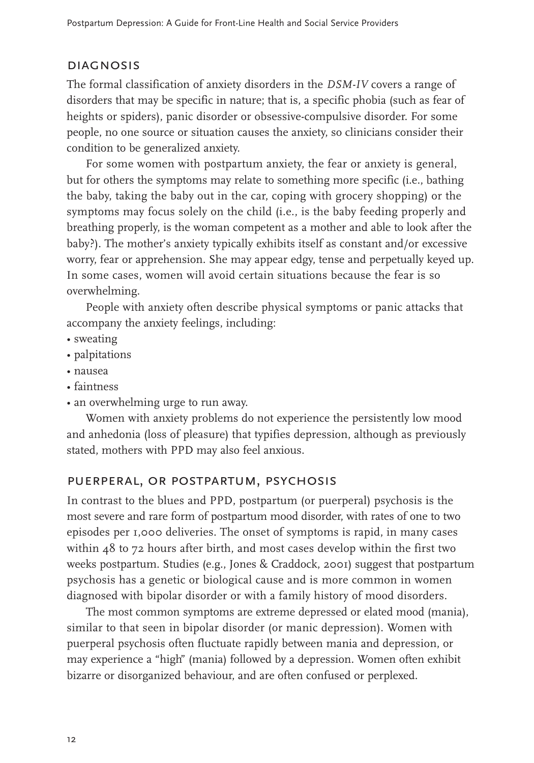## DIAGNOSIS

The formal classification of anxiety disorders in the *DSM-IV* covers a range of disorders that may be specific in nature; that is, a specific phobia (such as fear of heights or spiders), panic disorder or obsessive-compulsive disorder. For some people, no one source or situation causes the anxiety, so clinicians consider their condition to be generalized anxiety.

For some women with postpartum anxiety, the fear or anxiety is general, but for others the symptoms may relate to something more specific (i.e., bathing the baby, taking the baby out in the car, coping with grocery shopping) or the symptoms may focus solely on the child (i.e., is the baby feeding properly and breathing properly, is the woman competent as a mother and able to look after the baby?). The mother's anxiety typically exhibits itself as constant and/or excessive worry, fear or apprehension. She may appear edgy, tense and perpetually keyed up. In some cases, women will avoid certain situations because the fear is so overwhelming.

People with anxiety often describe physical symptoms or panic attacks that accompany the anxiety feelings, including:

- sweating
- palpitations
- nausea
- faintness
- an overwhelming urge to run away.

Women with anxiety problems do not experience the persistently low mood and anhedonia (loss of pleasure) that typifies depression, although as previously stated, mothers with PPD may also feel anxious.

## PUERPERAL, OR POSTPARTUM, PSYCHOSIS

In contrast to the blues and PPD, postpartum (or puerperal) psychosis is the most severe and rare form of postpartum mood disorder, with rates of one to two episodes per 1,000 deliveries. The onset of symptoms is rapid, in many cases within 48 to 72 hours after birth, and most cases develop within the first two weeks postpartum. Studies (e.g., Jones & Craddock, 2001) suggest that postpartum psychosis has a genetic or biological cause and is more common in women diagnosed with bipolar disorder or with a family history of mood disorders.

The most common symptoms are extreme depressed or elated mood (mania), similar to that seen in bipolar disorder (or manic depression). Women with puerperal psychosis often fluctuate rapidly between mania and depression, or may experience a "high" (mania) followed by a depression. Women often exhibit bizarre or disorganized behaviour, and are often confused or perplexed.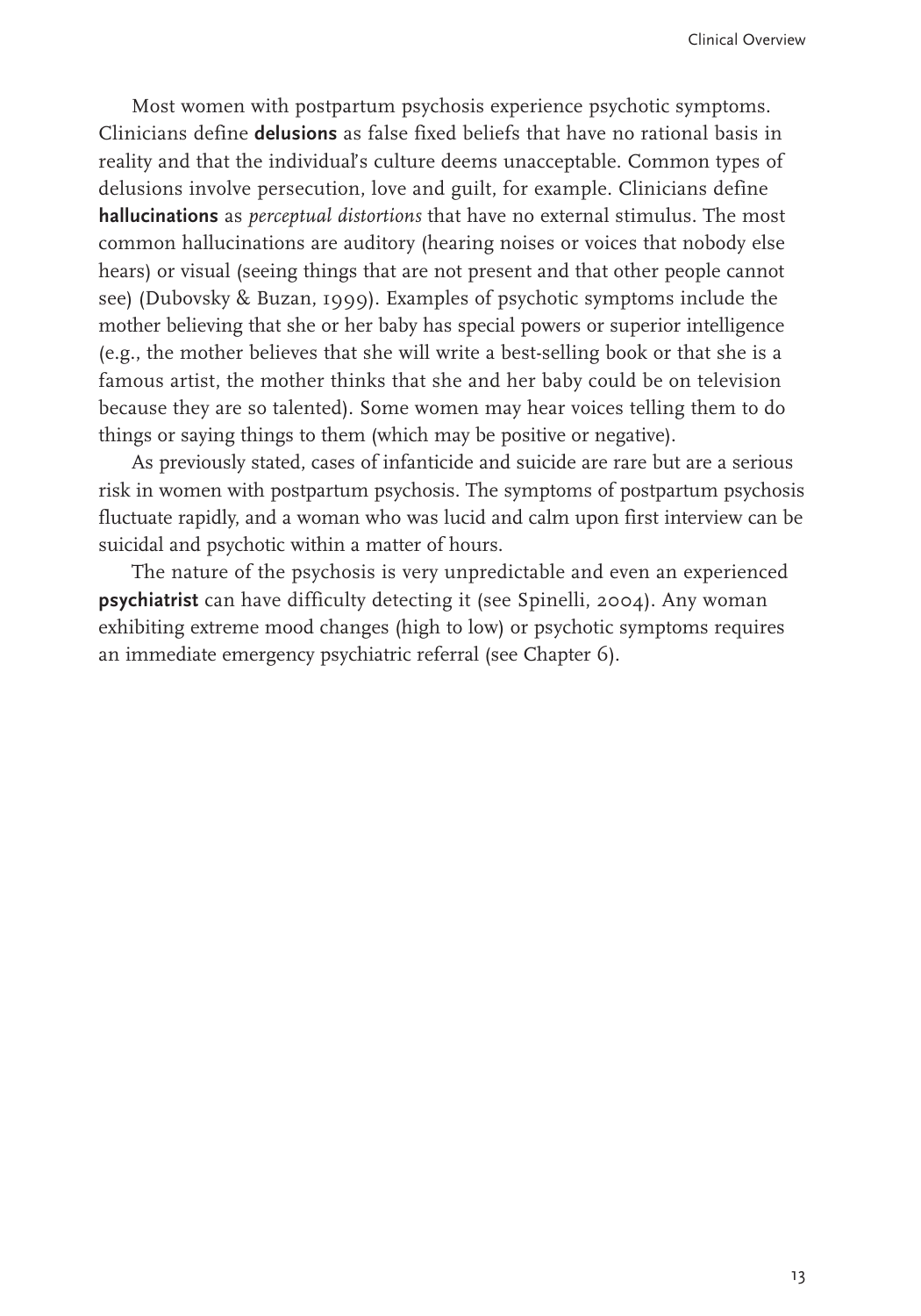Most women with postpartum psychosis experience psychotic symptoms. Clinicians define **delusions** as false fixed beliefs that have no rational basis in reality and that the individual's culture deems unacceptable. Common types of delusions involve persecution, love and guilt, for example. Clinicians define **hallucinations** as *perceptual distortions* that have no external stimulus. The most common hallucinations are auditory (hearing noises or voices that nobody else hears) or visual (seeing things that are not present and that other people cannot see) (Dubovsky & Buzan, 1999). Examples of psychotic symptoms include the mother believing that she or her baby has special powers or superior intelligence (e.g., the mother believes that she will write a best-selling book or that she is a famous artist, the mother thinks that she and her baby could be on television because they are so talented). Some women may hear voices telling them to do things or saying things to them (which may be positive or negative).

As previously stated, cases of infanticide and suicide are rare but are a serious risk in women with postpartum psychosis. The symptoms of postpartum psychosis fluctuate rapidly, and a woman who was lucid and calm upon first interview can be suicidal and psychotic within a matter of hours.

The nature of the psychosis is very unpredictable and even an experienced **psychiatrist** can have difficulty detecting it (see Spinelli, 2004). Any woman exhibiting extreme mood changes (high to low) or psychotic symptoms requires an immediate emergency psychiatric referral (see Chapter 6).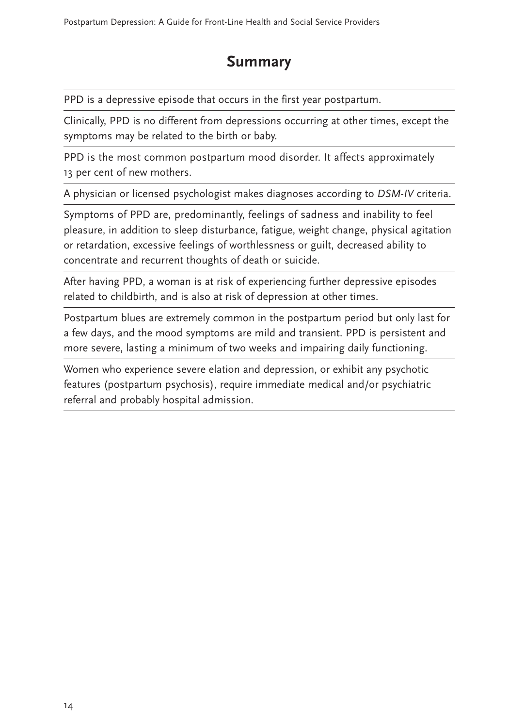# Summary

PPD is a depressive episode that occurs in the first year postpartum.

Clinically, PPD is no different from depressions occurring at other times, except the symptoms may be related to the birth or baby.

PPD is the most common postpartum mood disorder. It affects approximately 13 per cent of new mothers.

A physician or licensed psychologist makes diagnoses according to *DSM-IV* criteria.

Symptoms of PPD are, predominantly, feelings of sadness and inability to feel pleasure, in addition to sleep disturbance, fatigue, weight change, physical agitation or retardation, excessive feelings of worthlessness or guilt, decreased ability to concentrate and recurrent thoughts of death or suicide.

After having PPD, a woman is at risk of experiencing further depressive episodes related to childbirth, and is also at risk of depression at other times.

Postpartum blues are extremely common in the postpartum period but only last for a few days, and the mood symptoms are mild and transient. PPD is persistent and more severe, lasting a minimum of two weeks and impairing daily functioning.

Women who experience severe elation and depression, or exhibit any psychotic features (postpartum psychosis), require immediate medical and/or psychiatric referral and probably hospital admission.